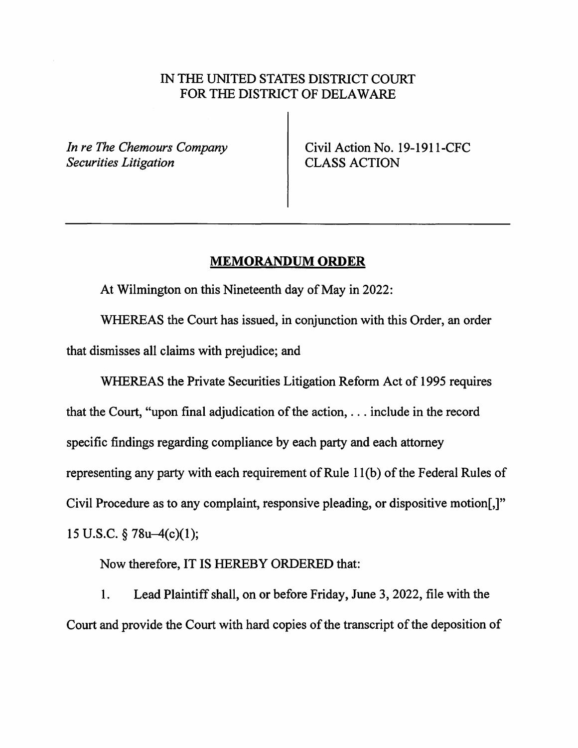IN THE UNITED STATES DISTRICT COURT
FOR THE DISTRICT OF DELAWARE

| | |
|---|---|
| *In re The Chemours Company Securities Litigation* | Civil Action No. 19-1911-CFC CLASS ACTION |

## **MEMORANDUM ORDER**

At Wilmington on this Nineteenth day of May in 2022:

WHEREAS the Court has issued, in conjunction with this Order, an order that dismisses all claims with prejudice; and

WHEREAS the Private Securities Litigation Reform Act of 1995 requires that the Court, "upon final adjudication of the action, . . . include in the record specific findings regarding compliance by each party and each attorney representing any party with each requirement of Rule 11(b) of the Federal Rules of Civil Procedure as to any complaint, responsive pleading, or dispositive motion[,]" 15 U.S.C. § 78u–4(c)(1);

Now therefore, IT IS HEREBY ORDERED that:

1. Lead Plaintiff shall, on or before Friday, June 3, 2022, file with the Court and provide the Court with hard copies of the transcript of the deposition of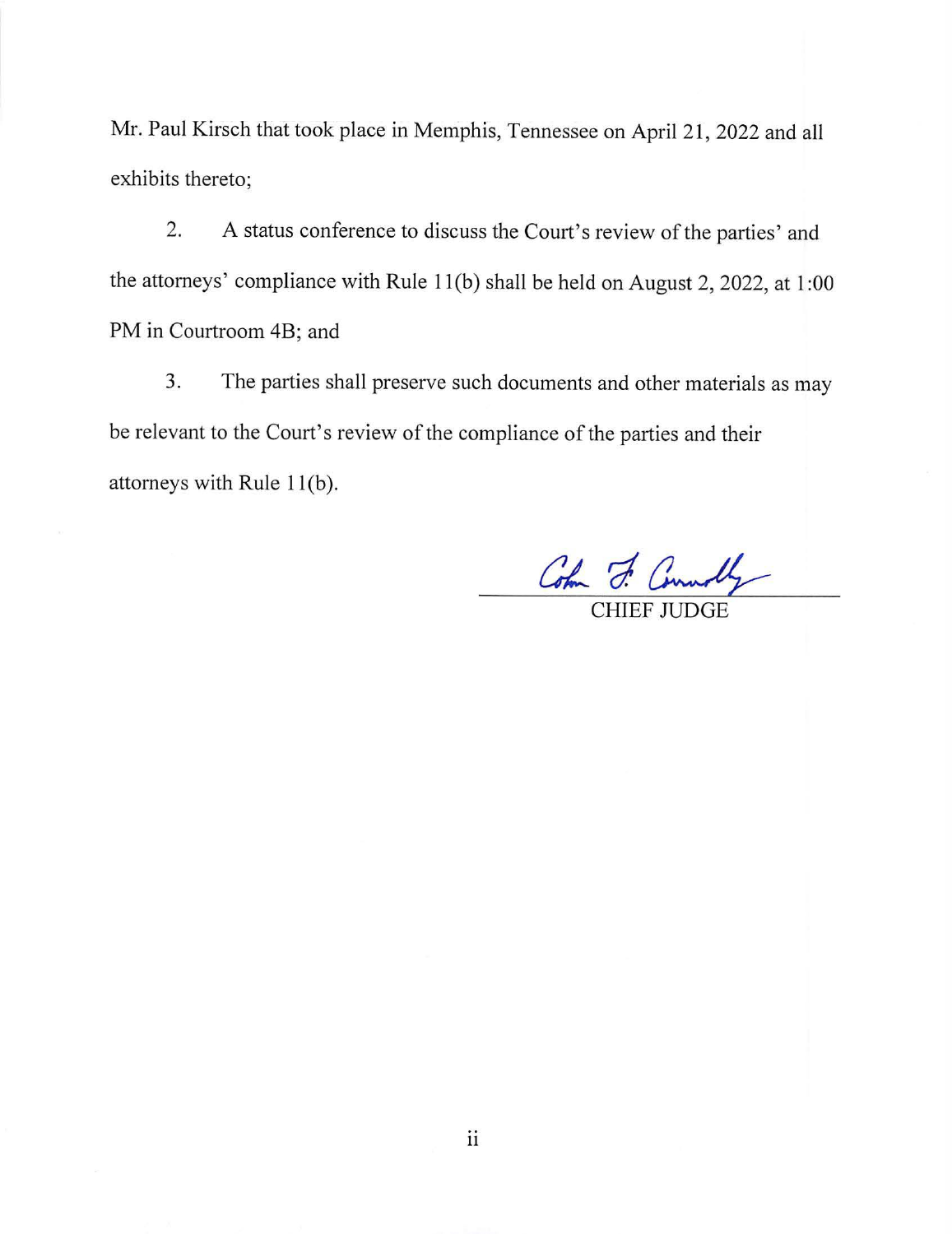Mr. Paul Kirsch that took place in Memphis, Tennessee on April 21, 2022 and all exhibits thereto;

2. A status conference to discuss the Court's review of the parties' and the attorneys' compliance with Rule 11(b) shall be held on August 2, 2022, at 1:00 PM in Courtroom 4B; and

3. The parties shall preserve such documents and other materials as may be relevant to the Court's review of the compliance of the parties and their attorneys with Rule 11(b).

Colm F. Connolly

CHIEF JUDGE